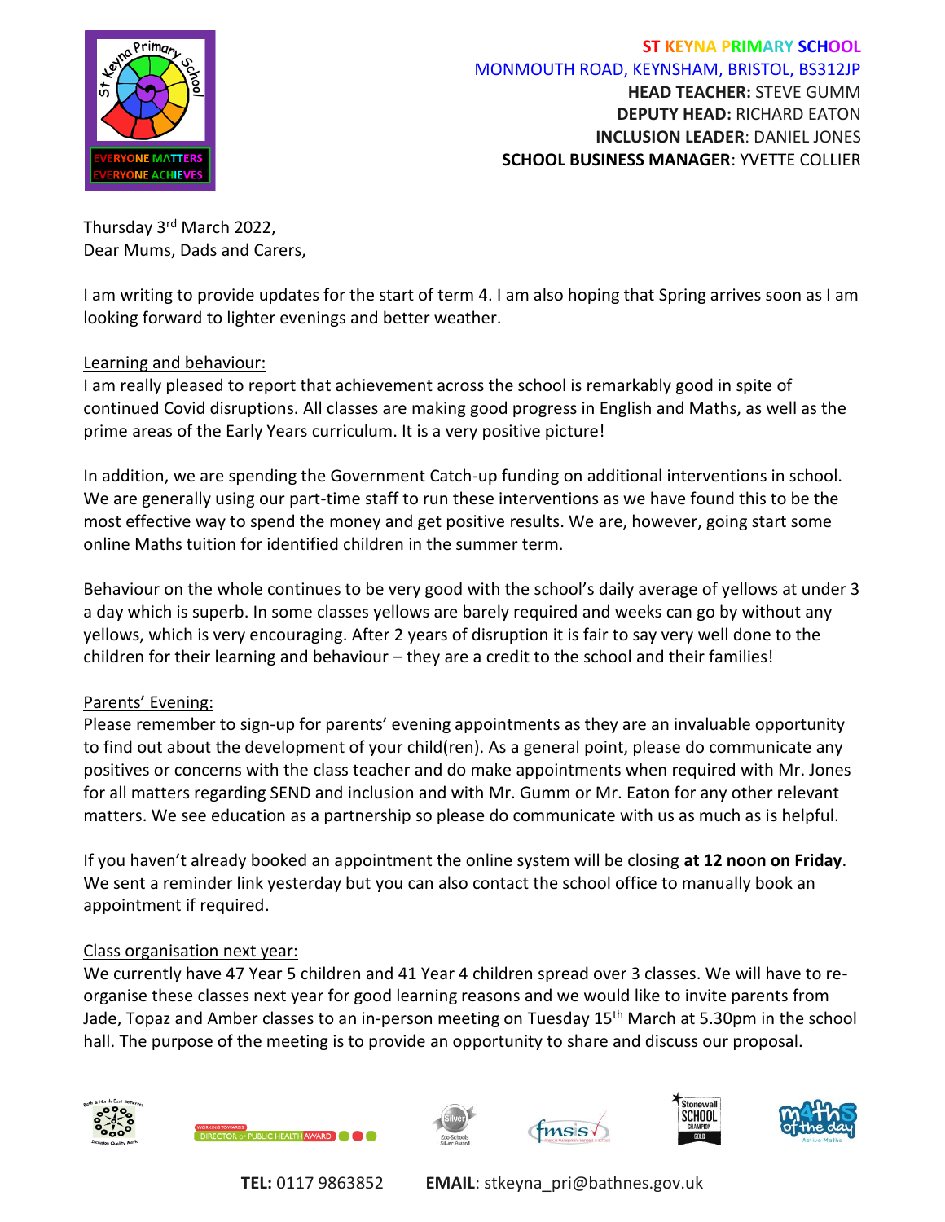**ST KEYNA PRIMARY SCHOOL**
MONMOUTH ROAD, KEYNSHAM, BRISTOL, BS312JP
**HEAD TEACHER:** STEVE GUMM
**DEPUTY HEAD:** RICHARD EATON
**INCLUSION LEADER**: DANIEL JONES
**SCHOOL BUSINESS MANAGER**: YVETTE COLLIER

Thursday 3rd March 2022,
Dear Mums, Dads and Carers,

I am writing to provide updates for the start of term 4. I am also hoping that Spring arrives soon as I am looking forward to lighter evenings and better weather.

Learning and behaviour:
I am really pleased to report that achievement across the school is remarkably good in spite of continued Covid disruptions. All classes are making good progress in English and Maths, as well as the prime areas of the Early Years curriculum. It is a very positive picture!

In addition, we are spending the Government Catch-up funding on additional interventions in school. We are generally using our part-time staff to run these interventions as we have found this to be the most effective way to spend the money and get positive results. We are, however, going start some online Maths tuition for identified children in the summer term.

Behaviour on the whole continues to be very good with the school's daily average of yellows at under 3 a day which is superb. In some classes yellows are barely required and weeks can go by without any yellows, which is very encouraging. After 2 years of disruption it is fair to say very well done to the children for their learning and behaviour – they are a credit to the school and their families!

Parents' Evening:
Please remember to sign-up for parents' evening appointments as they are an invaluable opportunity to find out about the development of your child(ren). As a general point, please do communicate any positives or concerns with the class teacher and do make appointments when required with Mr. Jones for all matters regarding SEND and inclusion and with Mr. Gumm or Mr. Eaton for any other relevant matters. We see education as a partnership so please do communicate with us as much as is helpful.

If you haven't already booked an appointment the online system will be closing **at 12 noon on Friday**. We sent a reminder link yesterday but you can also contact the school office to manually book an appointment if required.

Class organisation next year:
We currently have 47 Year 5 children and 41 Year 4 children spread over 3 classes. We will have to re-organise these classes next year for good learning reasons and we would like to invite parents from Jade, Topaz and Amber classes to an in-person meeting on Tuesday 15th March at 5.30pm in the school hall. The purpose of the meeting is to provide an opportunity to share and discuss our proposal.

**TEL:** 0117 9863852 **EMAIL**: stkeyna_pri@bathnes.gov.uk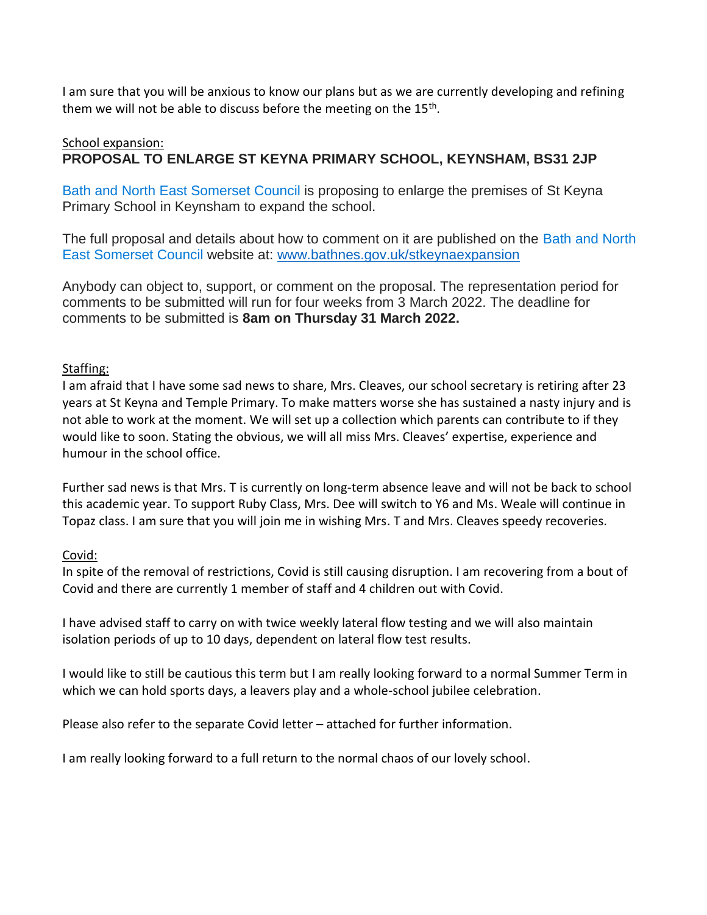I am sure that you will be anxious to know our plans but as we are currently developing and refining them we will not be able to discuss before the meeting on the 15th.

School expansion:

**PROPOSAL TO ENLARGE ST KEYNA PRIMARY SCHOOL, KEYNSHAM, BS31 2JP**

Bath and North East Somerset Council is proposing to enlarge the premises of St Keyna Primary School in Keynsham to expand the school.

The full proposal and details about how to comment on it are published on the Bath and North East Somerset Council website at: www.bathnes.gov.uk/stkeynaexpansion

Anybody can object to, support, or comment on the proposal. The representation period for comments to be submitted will run for four weeks from 3 March 2022. The deadline for comments to be submitted is **8am on Thursday 31 March 2022.**

Staffing:

I am afraid that I have some sad news to share, Mrs. Cleaves, our school secretary is retiring after 23 years at St Keyna and Temple Primary. To make matters worse she has sustained a nasty injury and is not able to work at the moment. We will set up a collection which parents can contribute to if they would like to soon. Stating the obvious, we will all miss Mrs. Cleaves' expertise, experience and humour in the school office.

Further sad news is that Mrs. T is currently on long-term absence leave and will not be back to school this academic year. To support Ruby Class, Mrs. Dee will switch to Y6 and Ms. Weale will continue in Topaz class. I am sure that you will join me in wishing Mrs. T and Mrs. Cleaves speedy recoveries.

Covid:

In spite of the removal of restrictions, Covid is still causing disruption. I am recovering from a bout of Covid and there are currently 1 member of staff and 4 children out with Covid.

I have advised staff to carry on with twice weekly lateral flow testing and we will also maintain isolation periods of up to 10 days, dependent on lateral flow test results.

I would like to still be cautious this term but I am really looking forward to a normal Summer Term in which we can hold sports days, a leavers play and a whole-school jubilee celebration.

Please also refer to the separate Covid letter – attached for further information.

I am really looking forward to a full return to the normal chaos of our lovely school.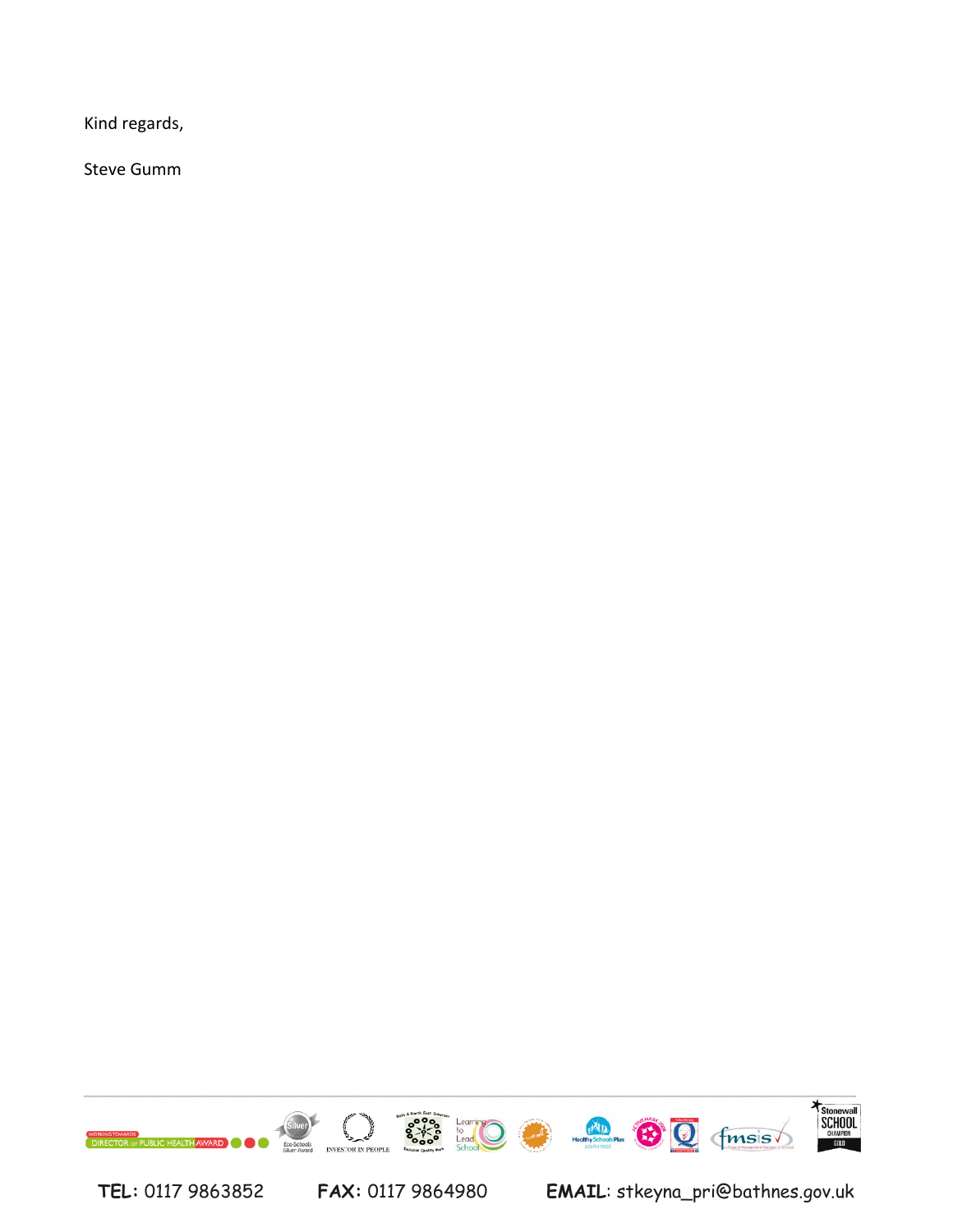Kind regards,

Steve Gumm